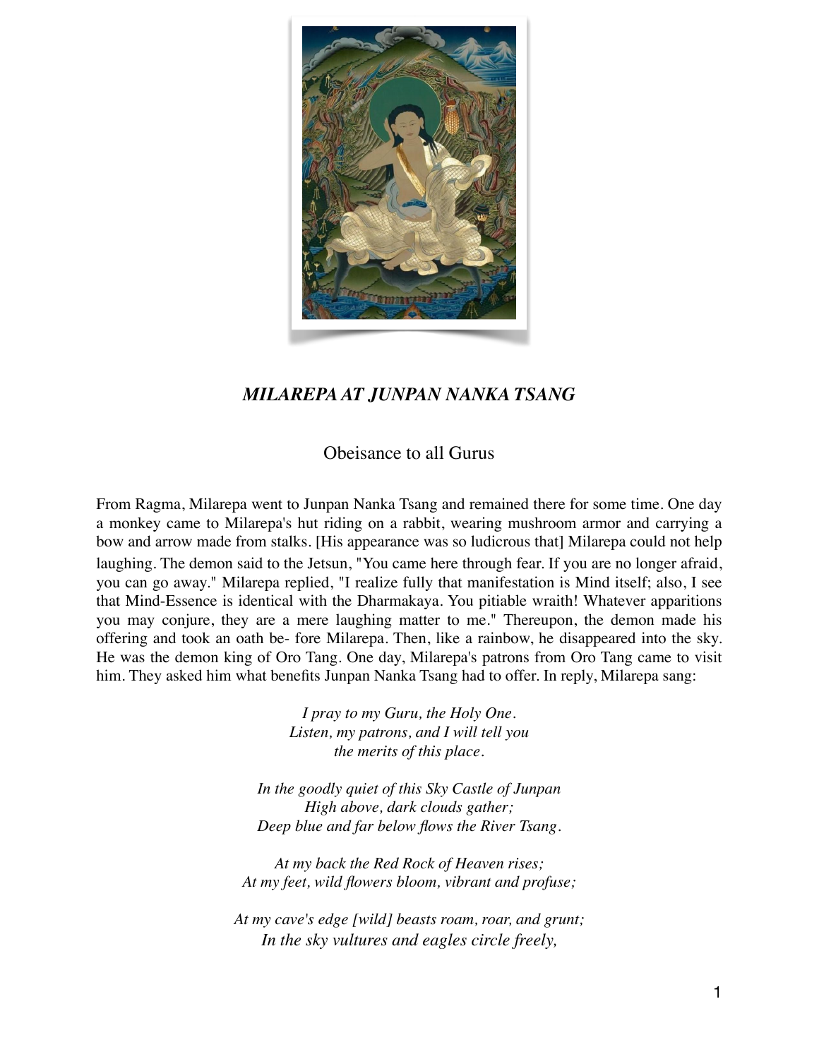# *MILAREPA AT JUNPAN NANKA TSANG*

Obeisance to all Gurus

From Ragma, Milarepa went to Junpan Nanka Tsang and remained there for some time. One day a monkey came to Milarepa's hut riding on a rabbit, wearing mushroom armor and carrying a bow and arrow made from stalks. [His appearance was so ludicrous that] Milarepa could not help laughing. The demon said to the Jetsun, "You came here through fear. If you are no longer afraid, you can go away." Milarepa replied, "I realize fully that manifestation is Mind itself; also, I see that Mind-Essence is identical with the Dharmakaya. You pitiable wraith! Whatever apparitions you may conjure, they are a mere laughing matter to me." Thereupon, the demon made his offering and took an oath be- fore Milarepa. Then, like a rainbow, he disappeared into the sky. He was the demon king of Oro Tang. One day, Milarepa's patrons from Oro Tang came to visit him. They asked him what benefits Junpan Nanka Tsang had to offer. In reply, Milarepa sang:

*I pray to my Guru, the Holy One.*
*Listen, my patrons, and I will tell you*
*the merits of this place.*

*In the goodly quiet of this Sky Castle of Junpan*
*High above, dark clouds gather;*
*Deep blue and far below flows the River Tsang.*

*At my back the Red Rock of Heaven rises;*
*At my feet, wild flowers bloom, vibrant and profuse;*

*At my cave's edge [wild] beasts roam, roar, and grunt;*
*In the sky vultures and eagles circle freely,*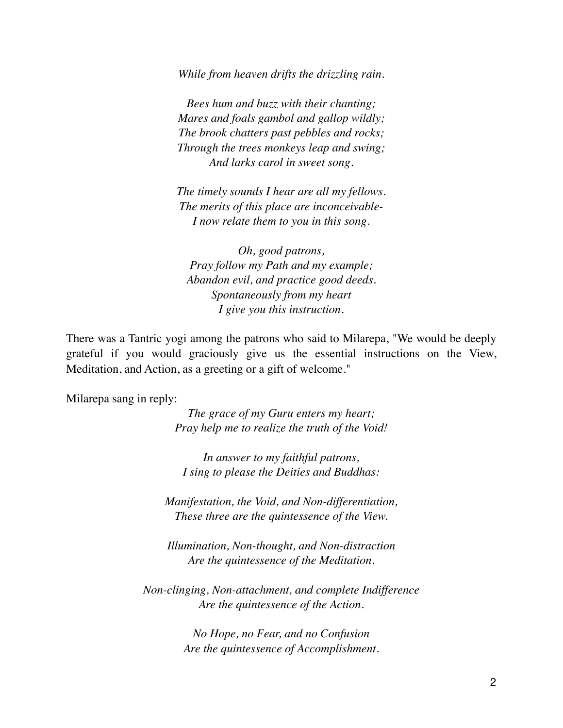*While from heaven drifts the drizzling rain.*

*Bees hum and buzz with their chanting;*
*Mares and foals gambol and gallop wildly;*
*The brook chatters past pebbles and rocks;*
*Through the trees monkeys leap and swing;*
*And larks carol in sweet song.*

*The timely sounds I hear are all my fellows.*
*The merits of this place are inconceivable-*
*I now relate them to you in this song.*

*Oh, good patrons,*
*Pray follow my Path and my example;*
*Abandon evil, and practice good deeds.*
*Spontaneously from my heart*
*I give you this instruction.*

There was a Tantric yogi among the patrons who said to Milarepa, "We would be deeply grateful if you would graciously give us the essential instructions on the View, Meditation, and Action, as a greeting or a gift of welcome."

Milarepa sang in reply:

*The grace of my Guru enters my heart;*
*Pray help me to realize the truth of the Void!*

*In answer to my faithful patrons,*
*I sing to please the Deities and Buddhas:*

*Manifestation, the Void, and Non-differentiation,*
*These three are the quintessence of the View.*

*Illumination, Non-thought, and Non-distraction*
*Are the quintessence of the Meditation.*

*Non-clinging, Non-attachment, and complete Indifference*
*Are the quintessence of the Action.*

*No Hope, no Fear, and no Confusion*
*Are the quintessence of Accomplishment.*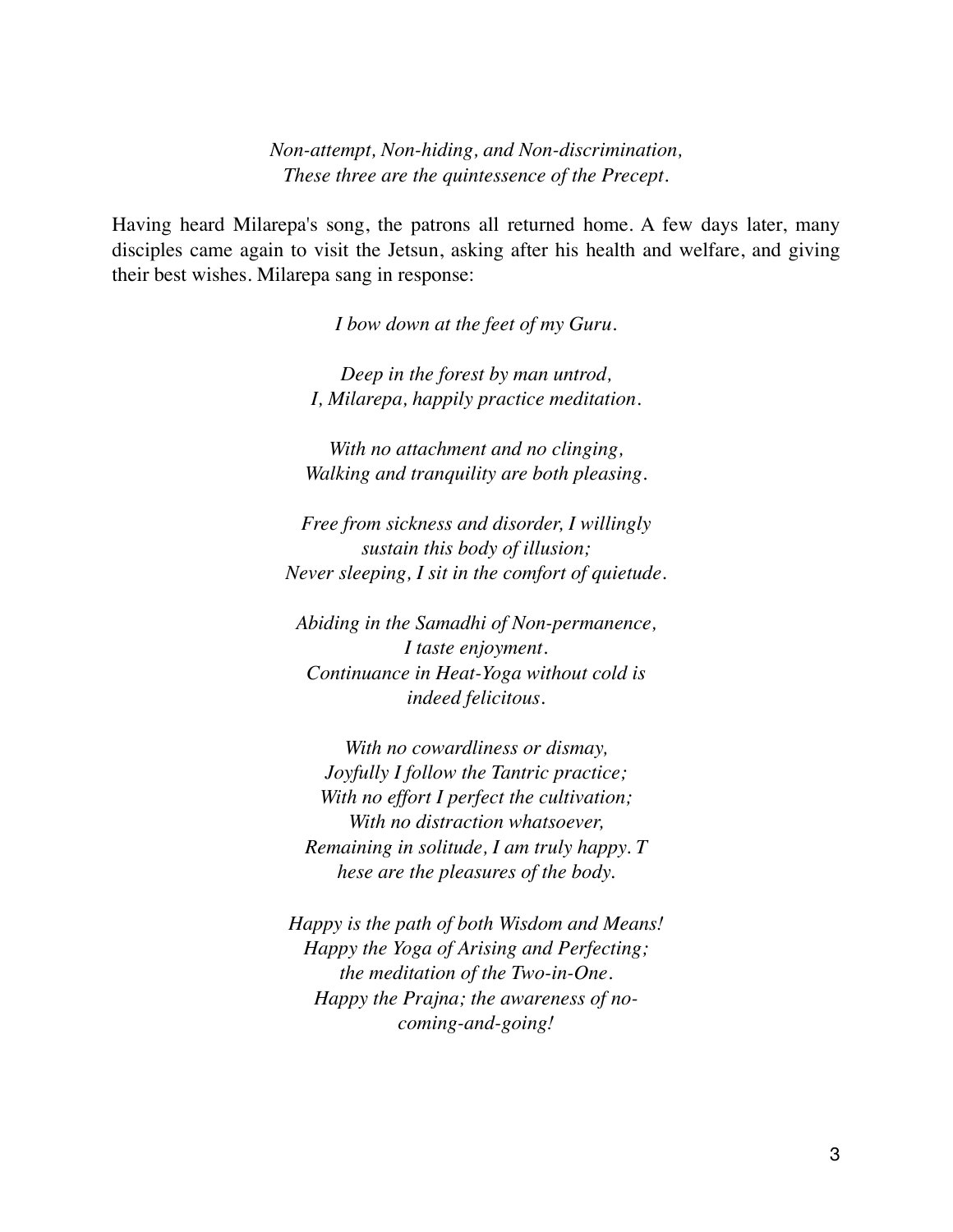*Non-attempt, Non-hiding, and Non-discrimination,*
*These three are the quintessence of the Precept.*

Having heard Milarepa's song, the patrons all returned home. A few days later, many disciples came again to visit the Jetsun, asking after his health and welfare, and giving their best wishes. Milarepa sang in response:

*I bow down at the feet of my Guru.*

*Deep in the forest by man untrod,*
*I, Milarepa, happily practice meditation.*

*With no attachment and no clinging,*
*Walking and tranquility are both pleasing.*

*Free from sickness and disorder, I willingly sustain this body of illusion;*
*Never sleeping, I sit in the comfort of quietude.*

*Abiding in the Samadhi of Non-permanence, I taste enjoyment.*
*Continuance in Heat-Yoga without cold is indeed felicitous.*

*With no cowardliness or dismay,*
*Joyfully I follow the Tantric practice;*
*With no effort I perfect the cultivation;*
*With no distraction whatsoever,*
*Remaining in solitude, I am truly happy. T hese are the pleasures of the body.*

*Happy is the path of both Wisdom and Means!*
*Happy the Yoga of Arising and Perfecting; the meditation of the Two-in-One.*
*Happy the Prajna; the awareness of no-coming-and-going!*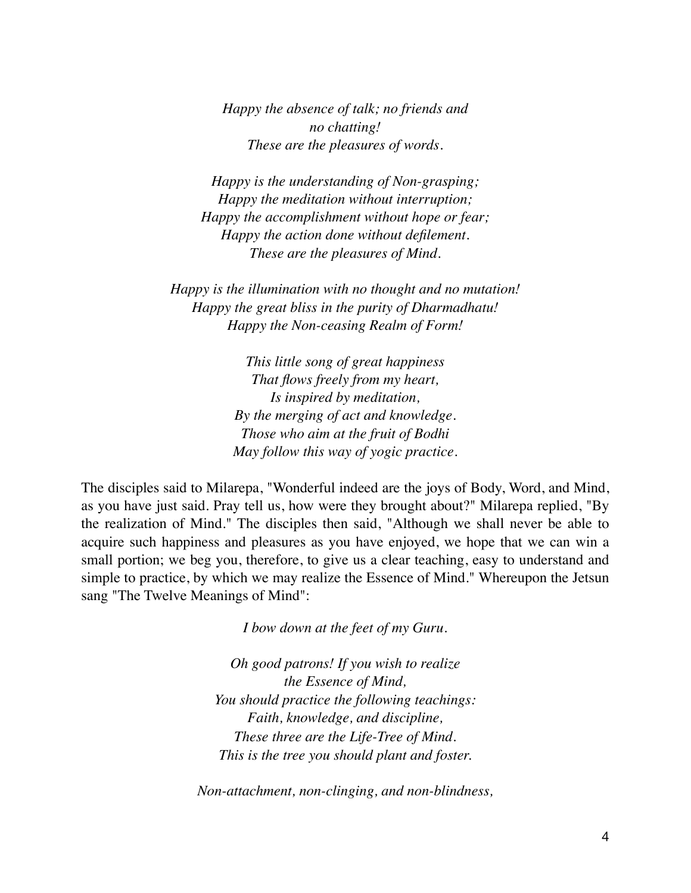*Happy the absence of talk; no friends and*
*no chatting!*
*These are the pleasures of words.*

*Happy is the understanding of Non-grasping;*
*Happy the meditation without interruption;*
*Happy the accomplishment without hope or fear;*
*Happy the action done without defilement.*
*These are the pleasures of Mind.*

*Happy is the illumination with no thought and no mutation!*
*Happy the great bliss in the purity of Dharmadhatu!*
*Happy the Non-ceasing Realm of Form!*

*This little song of great happiness*
*That flows freely from my heart,*
*Is inspired by meditation,*
*By the merging of act and knowledge.*
*Those who aim at the fruit of Bodhi*
*May follow this way of yogic practice.*

The disciples said to Milarepa, "Wonderful indeed are the joys of Body, Word, and Mind, as you have just said. Pray tell us, how were they brought about?" Milarepa replied, "By the realization of Mind." The disciples then said, "Although we shall never be able to acquire such happiness and pleasures as you have enjoyed, we hope that we can win a small portion; we beg you, therefore, to give us a clear teaching, easy to understand and simple to practice, by which we may realize the Essence of Mind." Whereupon the Jetsun sang "The Twelve Meanings of Mind":

*I bow down at the feet of my Guru.*

*Oh good patrons! If you wish to realize*
*the Essence of Mind,*
*You should practice the following teachings:*
*Faith, knowledge, and discipline,*
*These three are the Life-Tree of Mind.*
*This is the tree you should plant and foster.*

*Non-attachment, non-clinging, and non-blindness,*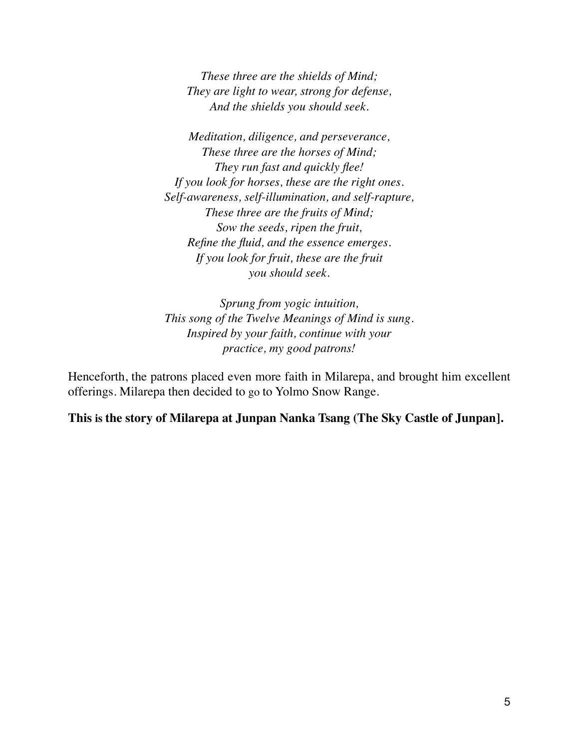*These three are the shields of Mind;*
*They are light to wear, strong for defense,*
*And the shields you should seek.*

*Meditation, diligence, and perseverance,*
*These three are the horses of Mind;*
*They run fast and quickly flee!*
*If you look for horses, these are the right ones.*
*Self-awareness, self-illumination, and self-rapture,*
*These three are the fruits of Mind;*
*Sow the seeds, ripen the fruit,*
*Refine the fluid, and the essence emerges.*
*If you look for fruit, these are the fruit*
*you should seek.*

*Sprung from yogic intuition,*
*This song of the Twelve Meanings of Mind is sung.*
*Inspired by your faith, continue with your*
*practice, my good patrons!*

Henceforth, the patrons placed even more faith in Milarepa, and brought him excellent offerings. Milarepa then decided to go to Yolmo Snow Range.

**This is the story of Milarepa at Junpan Nanka Tsang (The Sky Castle of Junpan].**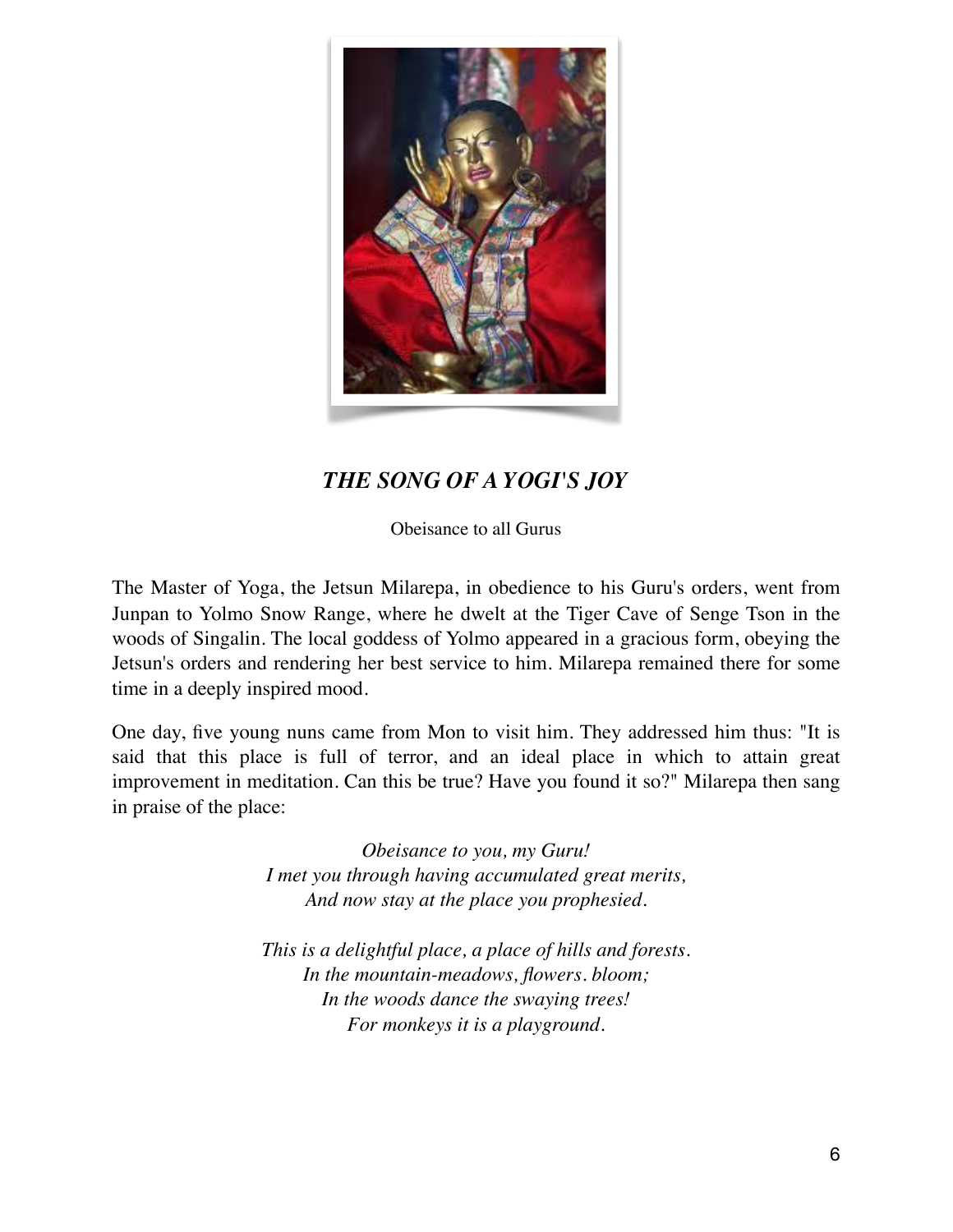## *THE SONG OF A YOGI'S JOY*

Obeisance to all Gurus

The Master of Yoga, the Jetsun Milarepa, in obedience to his Guru's orders, went from Junpan to Yolmo Snow Range, where he dwelt at the Tiger Cave of Senge Tson in the woods of Singalin. The local goddess of Yolmo appeared in a gracious form, obeying the Jetsun's orders and rendering her best service to him. Milarepa remained there for some time in a deeply inspired mood.

One day, five young nuns came from Mon to visit him. They addressed him thus: "It is said that this place is full of terror, and an ideal place in which to attain great improvement in meditation. Can this be true? Have you found it so?" Milarepa then sang in praise of the place:

*Obeisance to you, my Guru!*
*I met you through having accumulated great merits,*
*And now stay at the place you prophesied.*

*This is a delightful place, a place of hills and forests.*
*In the mountain-meadows, flowers. bloom;*
*In the woods dance the swaying trees!*
*For monkeys it is a playground.*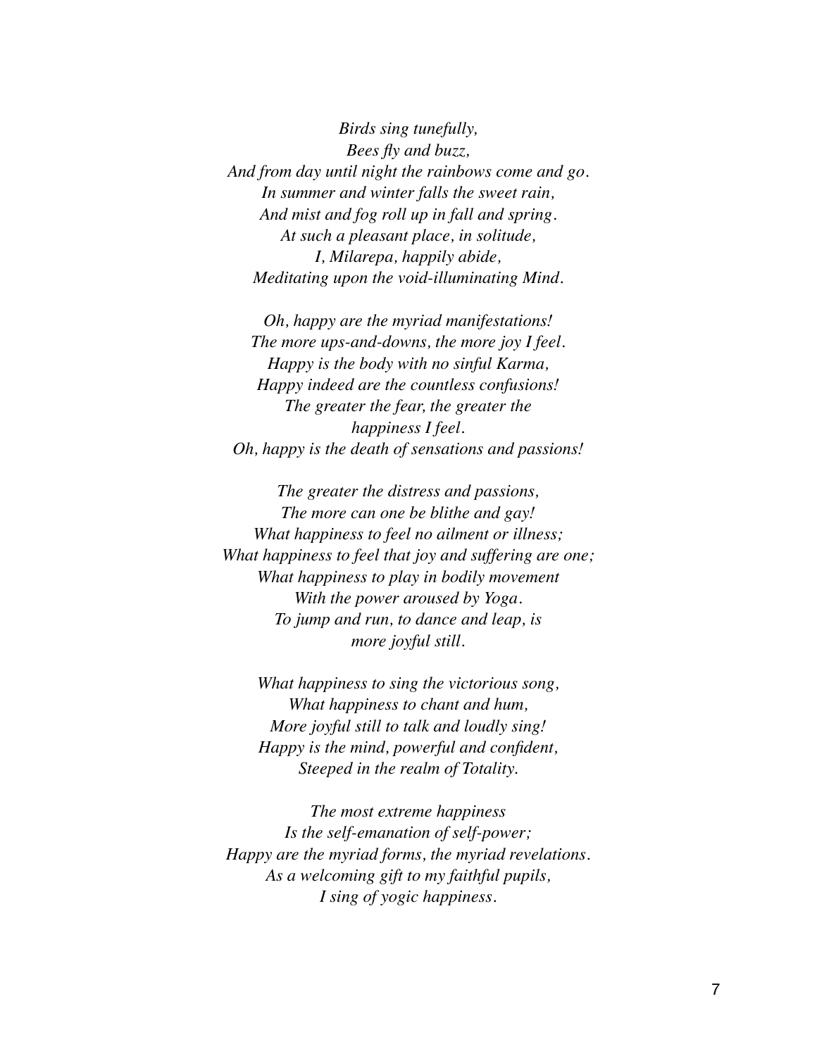*Birds sing tunefully,*
*Bees fly and buzz,*
*And from day until night the rainbows come and go.*
*In summer and winter falls the sweet rain,*
*And mist and fog roll up in fall and spring.*
*At such a pleasant place, in solitude,*
*I, Milarepa, happily abide,*
*Meditating upon the void-illuminating Mind.*

*Oh, happy are the myriad manifestations!*
*The more ups-and-downs, the more joy I feel.*
*Happy is the body with no sinful Karma,*
*Happy indeed are the countless confusions!*
*The greater the fear, the greater the*
*happiness I feel.*
*Oh, happy is the death of sensations and passions!*

*The greater the distress and passions,*
*The more can one be blithe and gay!*
*What happiness to feel no ailment or illness;*
*What happiness to feel that joy and suffering are one;*
*What happiness to play in bodily movement*
*With the power aroused by Yoga.*
*To jump and run, to dance and leap, is*
*more joyful still.*

*What happiness to sing the victorious song,*
*What happiness to chant and hum,*
*More joyful still to talk and loudly sing!*
*Happy is the mind, powerful and confident,*
*Steeped in the realm of Totality.*

*The most extreme happiness*
*Is the self-emanation of self-power;*
*Happy are the myriad forms, the myriad revelations.*
*As a welcoming gift to my faithful pupils,*
*I sing of yogic happiness.*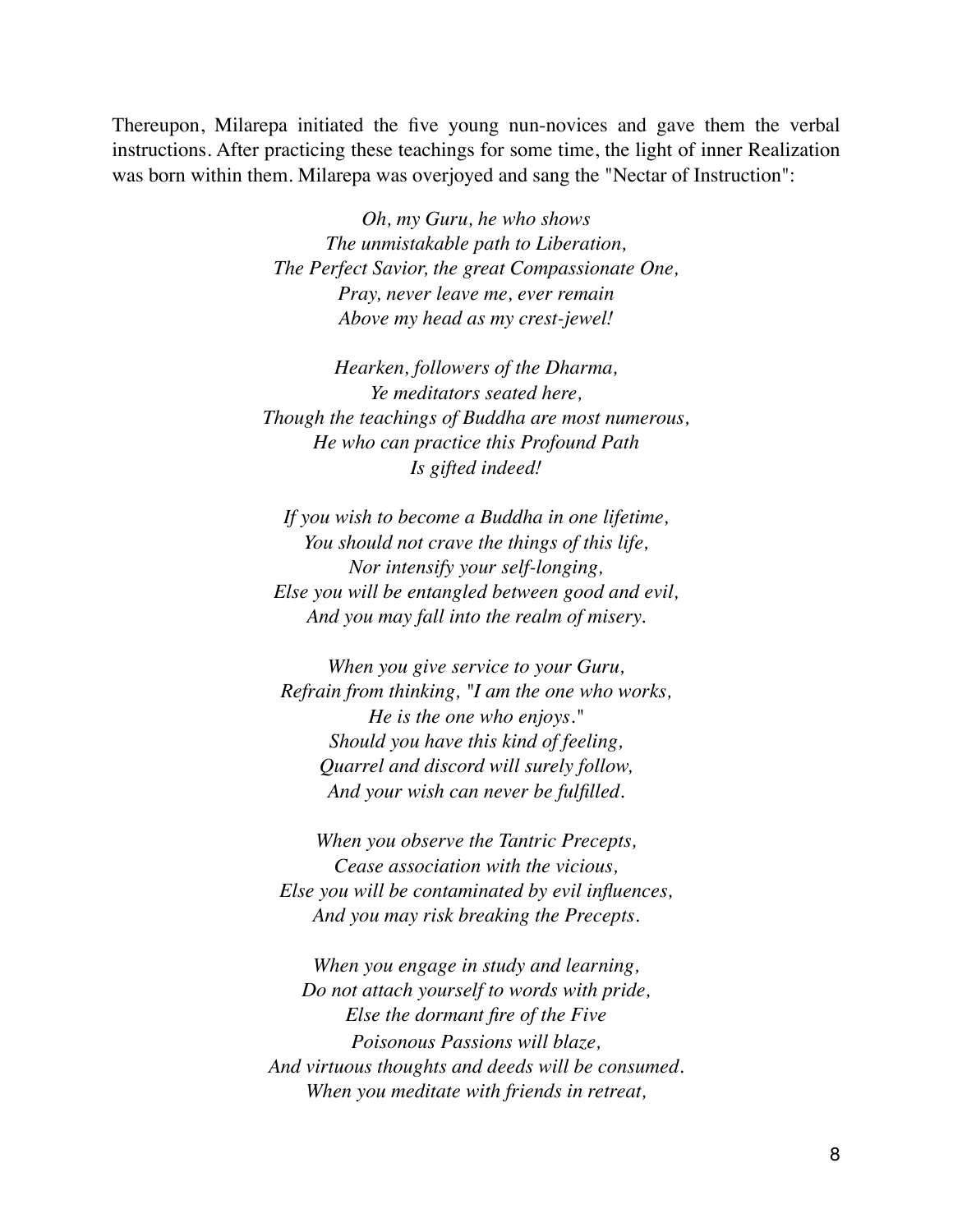Thereupon, Milarepa initiated the five young nun-novices and gave them the verbal instructions. After practicing these teachings for some time, the light of inner Realization was born within them. Milarepa was overjoyed and sang the "Nectar of Instruction":

*Oh, my Guru, he who shows*  
*The unmistakable path to Liberation,*  
*The Perfect Savior, the great Compassionate One,*  
*Pray, never leave me, ever remain*  
*Above my head as my crest-jewel!*

*Hearken, followers of the Dharma,*  
*Ye meditators seated here,*  
*Though the teachings of Buddha are most numerous,*  
*He who can practice this Profound Path*  
*Is gifted indeed!*

*If you wish to become a Buddha in one lifetime,*  
*You should not crave the things of this life,*  
*Nor intensify your self-longing,*  
*Else you will be entangled between good and evil,*  
*And you may fall into the realm of misery.*

*When you give service to your Guru,*  
*Refrain from thinking, "I am the one who works,*  
*He is the one who enjoys."*  
*Should you have this kind of feeling,*  
*Quarrel and discord will surely follow,*  
*And your wish can never be fulfilled.*

*When you observe the Tantric Precepts,*  
*Cease association with the vicious,*  
*Else you will be contaminated by evil influences,*  
*And you may risk breaking the Precepts.*

*When you engage in study and learning,*  
*Do not attach yourself to words with pride,*  
*Else the dormant fire of the Five*  
*Poisonous Passions will blaze,*  
*And virtuous thoughts and deeds will be consumed.*  
*When you meditate with friends in retreat,*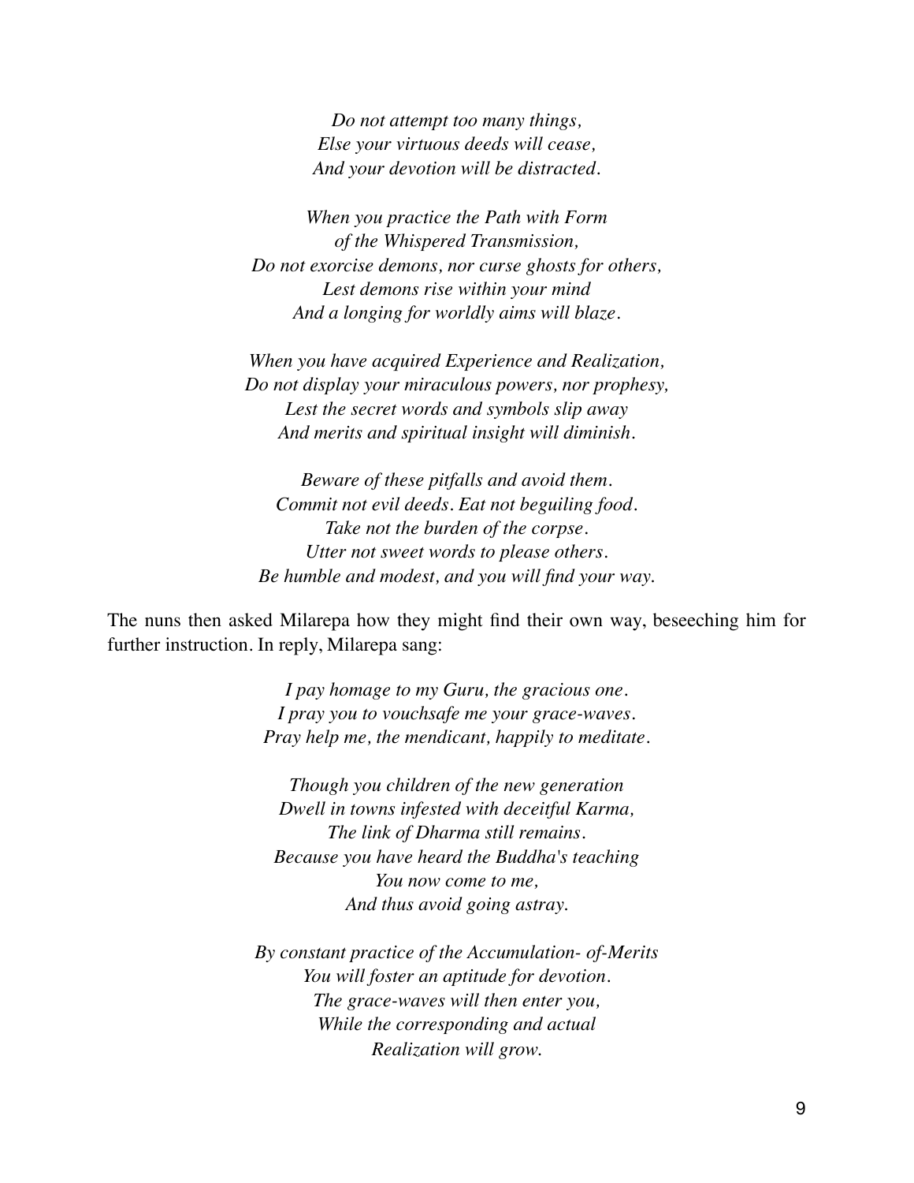*Do not attempt too many things,*
*Else your virtuous deeds will cease,*
*And your devotion will be distracted.*

*When you practice the Path with Form*
*of the Whispered Transmission,*
*Do not exorcise demons, nor curse ghosts for others,*
*Lest demons rise within your mind*
*And a longing for worldly aims will blaze.*

*When you have acquired Experience and Realization,*
*Do not display your miraculous powers, nor prophesy,*
*Lest the secret words and symbols slip away*
*And merits and spiritual insight will diminish.*

*Beware of these pitfalls and avoid them.*
*Commit not evil deeds. Eat not beguiling food.*
*Take not the burden of the corpse.*
*Utter not sweet words to please others.*
*Be humble and modest, and you will find your way.*

The nuns then asked Milarepa how they might find their own way, beseeching him for further instruction. In reply, Milarepa sang:

*I pay homage to my Guru, the gracious one.*
*I pray you to vouchsafe me your grace-waves.*
*Pray help me, the mendicant, happily to meditate.*

*Though you children of the new generation*
*Dwell in towns infested with deceitful Karma,*
*The link of Dharma still remains.*
*Because you have heard the Buddha's teaching*
*You now come to me,*
*And thus avoid going astray.*

*By constant practice of the Accumulation- of-Merits*
*You will foster an aptitude for devotion.*
*The grace-waves will then enter you,*
*While the corresponding and actual*
*Realization will grow.*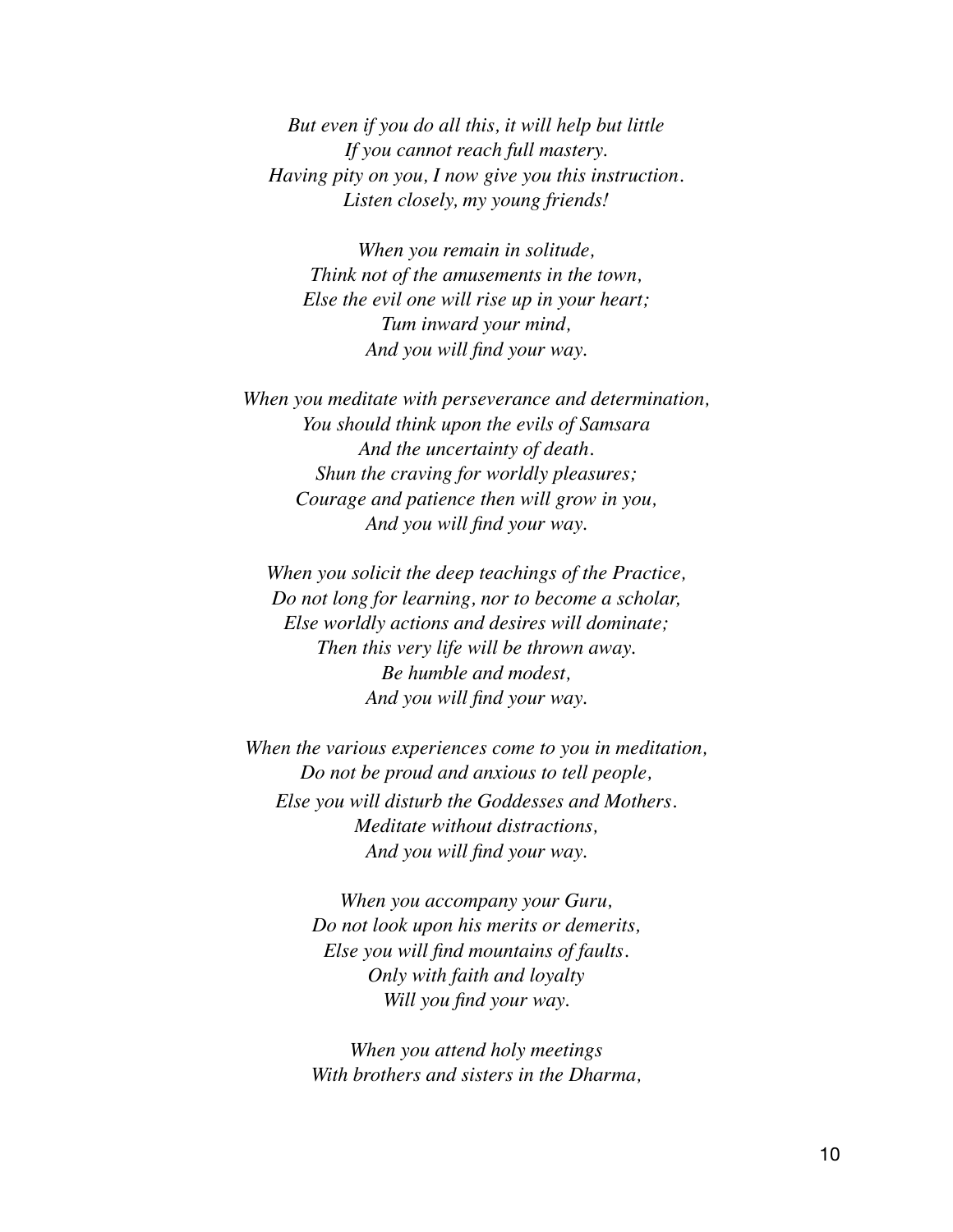*But even if you do all this, it will help but little*
*If you cannot reach full mastery.*
*Having pity on you, I now give you this instruction.*
*Listen closely, my young friends!*

*When you remain in solitude,*
*Think not of the amusements in the town,*
*Else the evil one will rise up in your heart;*
*Tum inward your mind,*
*And you will find your way.*

*When you meditate with perseverance and determination,*
*You should think upon the evils of Samsara*
*And the uncertainty of death.*
*Shun the craving for worldly pleasures;*
*Courage and patience then will grow in you,*
*And you will find your way.*

*When you solicit the deep teachings of the Practice,*
*Do not long for learning, nor to become a scholar,*
*Else worldly actions and desires will dominate;*
*Then this very life will be thrown away.*
*Be humble and modest,*
*And you will find your way.*

*When the various experiences come to you in meditation,*
*Do not be proud and anxious to tell people,*
*Else you will disturb the Goddesses and Mothers.*
*Meditate without distractions,*
*And you will find your way.*

*When you accompany your Guru,*
*Do not look upon his merits or demerits,*
*Else you will find mountains of faults.*
*Only with faith and loyalty*
*Will you find your way.*

*When you attend holy meetings*
*With brothers and sisters in the Dharma,*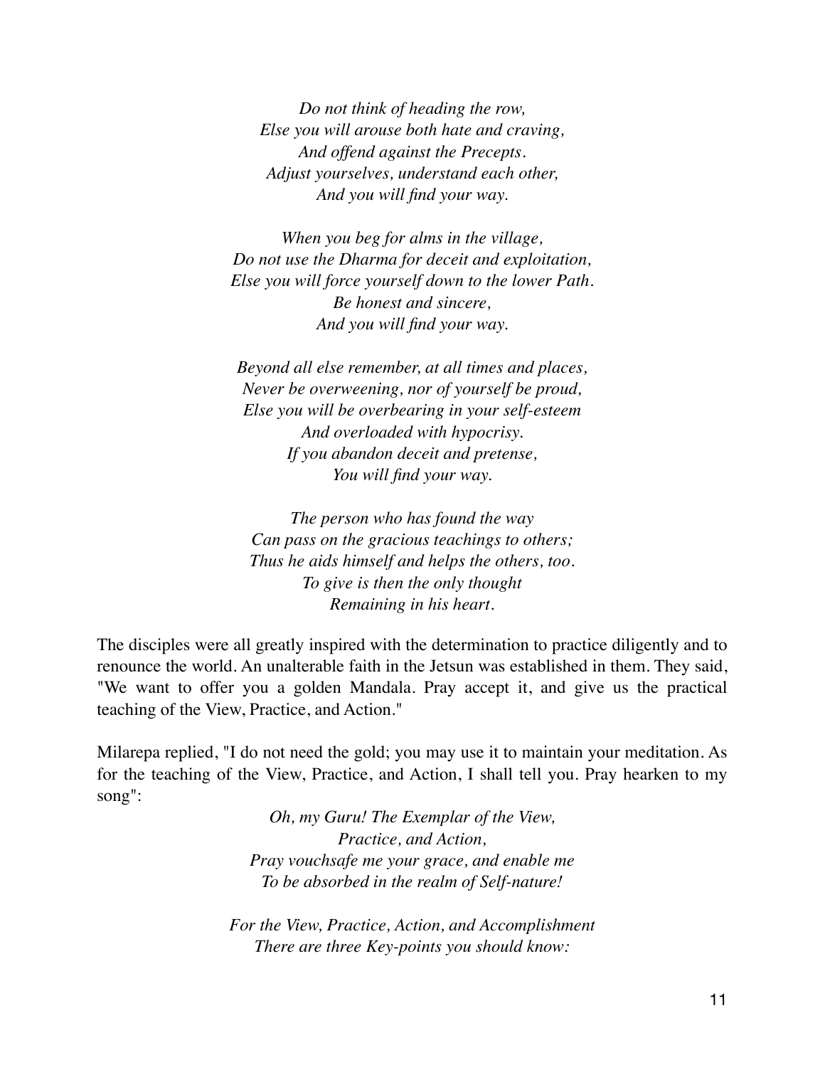*Do not think of heading the row,*
*Else you will arouse both hate and craving,*
*And offend against the Precepts.*
*Adjust yourselves, understand each other,*
*And you will find your way.*

*When you beg for alms in the village,*
*Do not use the Dharma for deceit and exploitation,*
*Else you will force yourself down to the lower Path.*
*Be honest and sincere,*
*And you will find your way.*

*Beyond all else remember, at all times and places,*
*Never be overweening, nor of yourself be proud,*
*Else you will be overbearing in your self-esteem*
*And overloaded with hypocrisy.*
*If you abandon deceit and pretense,*
*You will find your way.*

*The person who has found the way*
*Can pass on the gracious teachings to others;*
*Thus he aids himself and helps the others, too.*
*To give is then the only thought*
*Remaining in his heart.*

The disciples were all greatly inspired with the determination to practice diligently and to renounce the world. An unalterable faith in the Jetsun was established in them. They said, "We want to offer you a golden Mandala. Pray accept it, and give us the practical teaching of the View, Practice, and Action."

Milarepa replied, "I do not need the gold; you may use it to maintain your meditation. As for the teaching of the View, Practice, and Action, I shall tell you. Pray hearken to my song":

*Oh, my Guru! The Exemplar of the View,*
*Practice, and Action,*
*Pray vouchsafe me your grace, and enable me*
*To be absorbed in the realm of Self-nature!*

*For the View, Practice, Action, and Accomplishment*
*There are three Key-points you should know:*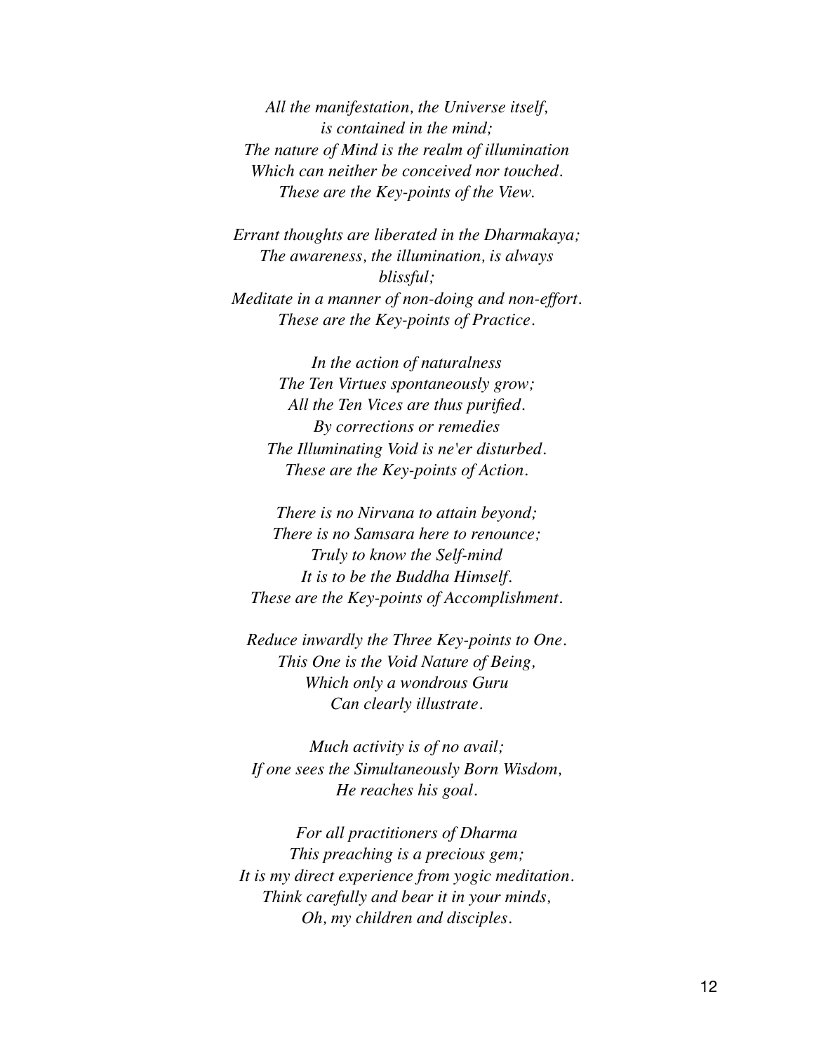*All the manifestation, the Universe itself,*
*is contained in the mind;*
*The nature of Mind is the realm of illumination*
*Which can neither be conceived nor touched.*
*These are the Key-points of the View.*

*Errant thoughts are liberated in the Dharmakaya;*
*The awareness, the illumination, is always blissful;*
*Meditate in a manner of non-doing and non-effort.*
*These are the Key-points of Practice.*

*In the action of naturalness*
*The Ten Virtues spontaneously grow;*
*All the Ten Vices are thus purified.*
*By corrections or remedies*
*The Illuminating Void is ne'er disturbed.*
*These are the Key-points of Action.*

*There is no Nirvana to attain beyond;*
*There is no Samsara here to renounce;*
*Truly to know the Self-mind*
*It is to be the Buddha Himself.*
*These are the Key-points of Accomplishment.*

*Reduce inwardly the Three Key-points to One.*
*This One is the Void Nature of Being,*
*Which only a wondrous Guru*
*Can clearly illustrate.*

*Much activity is of no avail;*
*If one sees the Simultaneously Born Wisdom,*
*He reaches his goal.*

*For all practitioners of Dharma*
*This preaching is a precious gem;*
*It is my direct experience from yogic meditation.*
*Think carefully and bear it in your minds,*
*Oh, my children and disciples.*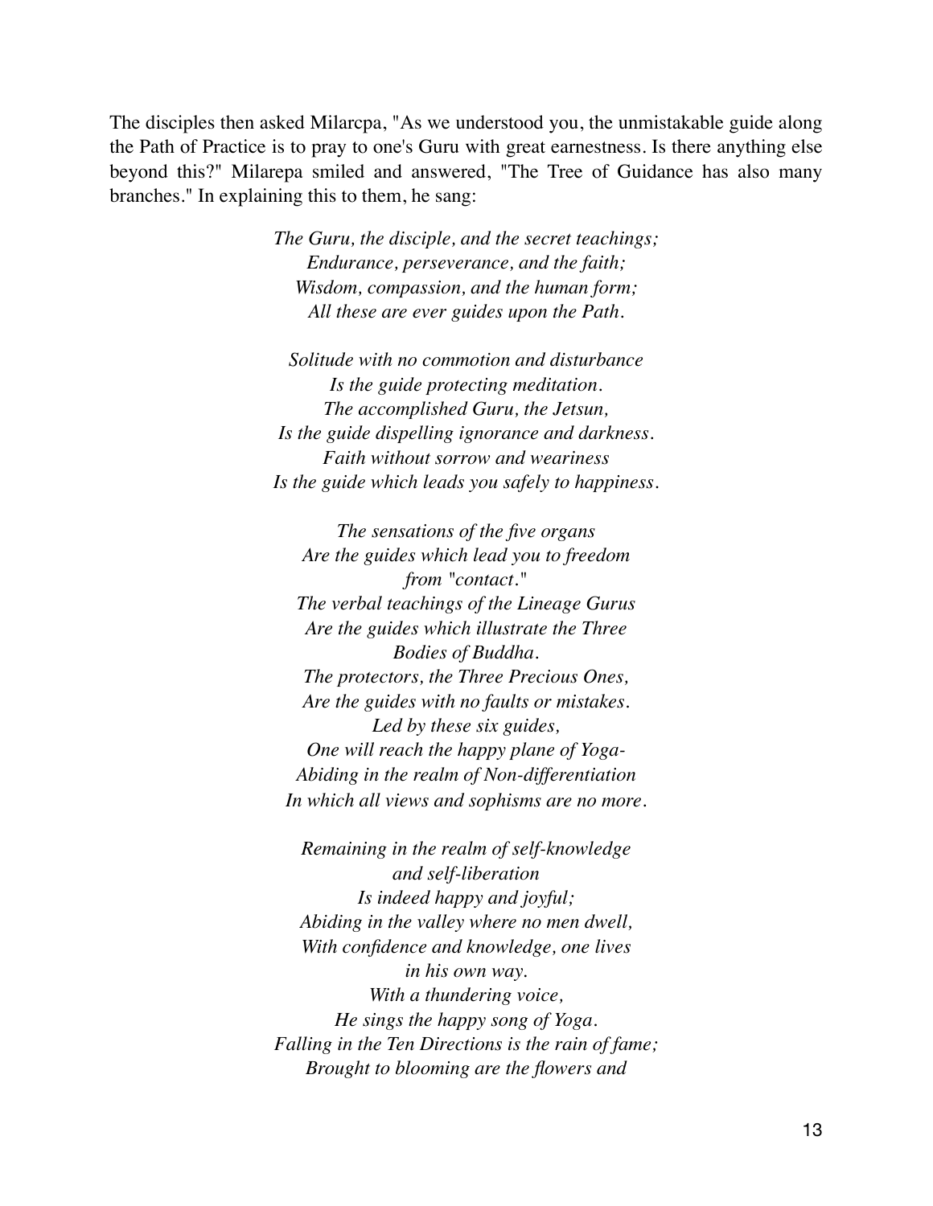The disciples then asked Milarcpa, "As we understood you, the unmistakable guide along the Path of Practice is to pray to one's Guru with great earnestness. Is there anything else beyond this?" Milarepa smiled and answered, "The Tree of Guidance has also many branches." In explaining this to them, he sang:

*The Guru, the disciple, and the secret teachings;*  
*Endurance, perseverance, and the faith;*  
*Wisdom, compassion, and the human form;*  
*All these are ever guides upon the Path.*

*Solitude with no commotion and disturbance*  
*Is the guide protecting meditation.*  
*The accomplished Guru, the Jetsun,*  
*Is the guide dispelling ignorance and darkness.*  
*Faith without sorrow and weariness*  
*Is the guide which leads you safely to happiness.*

*The sensations of the five organs*  
*Are the guides which lead you to freedom from "contact."*  
*The verbal teachings of the Lineage Gurus*  
*Are the guides which illustrate the Three Bodies of Buddha.*  
*The protectors, the Three Precious Ones,*  
*Are the guides with no faults or mistakes.*  
*Led by these six guides,*  
*One will reach the happy plane of Yoga-*  
*Abiding in the realm of Non-differentiation*  
*In which all views and sophisms are no more.*

*Remaining in the realm of self-knowledge and self-liberation*  
*Is indeed happy and joyful;*  
*Abiding in the valley where no men dwell,*  
*With confidence and knowledge, one lives in his own way.*  
*With a thundering voice,*  
*He sings the happy song of Yoga.*  
*Falling in the Ten Directions is the rain of fame;*  
*Brought to blooming are the flowers and*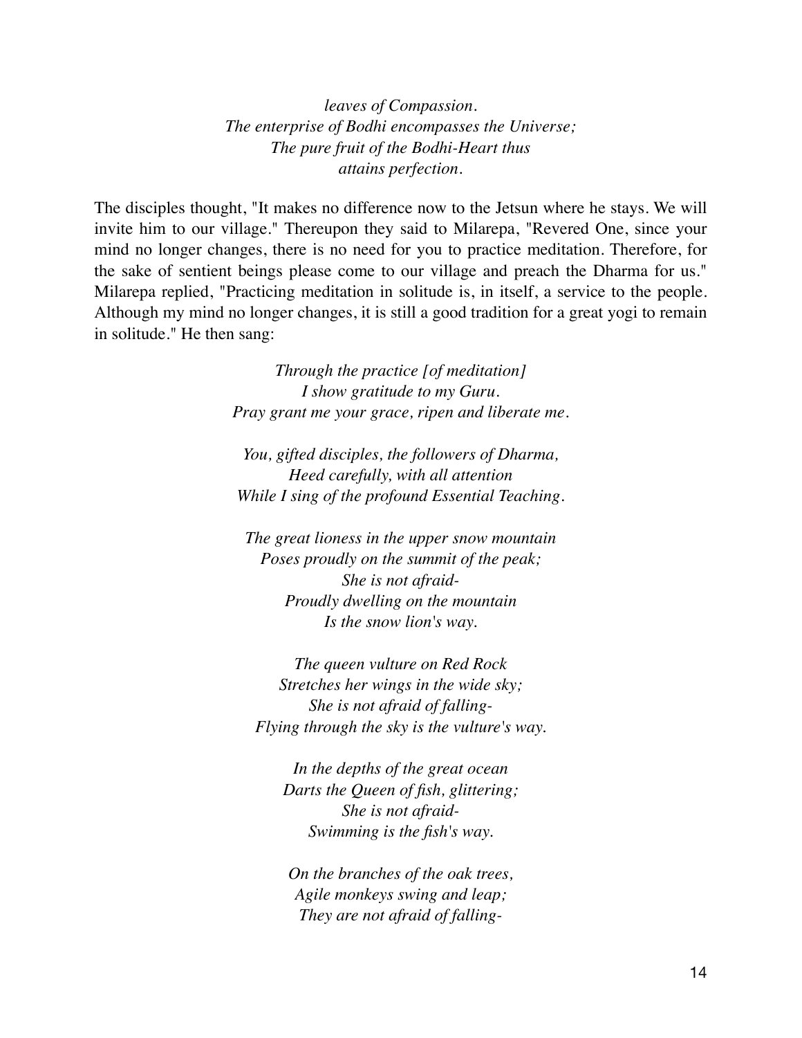*leaves of Compassion.*
*The enterprise of Bodhi encompasses the Universe;*
*The pure fruit of the Bodhi-Heart thus*
*attains perfection.*

The disciples thought, "It makes no difference now to the Jetsun where he stays. We will invite him to our village." Thereupon they said to Milarepa, "Revered One, since your mind no longer changes, there is no need for you to practice meditation. Therefore, for the sake of sentient beings please come to our village and preach the Dharma for us." Milarepa replied, "Practicing meditation in solitude is, in itself, a service to the people. Although my mind no longer changes, it is still a good tradition for a great yogi to remain in solitude." He then sang:

*Through the practice [of meditation]*
*I show gratitude to my Guru.*
*Pray grant me your grace, ripen and liberate me.*

*You, gifted disciples, the followers of Dharma,*
*Heed carefully, with all attention*
*While I sing of the profound Essential Teaching.*

*The great lioness in the upper snow mountain*
*Poses proudly on the summit of the peak;*
*She is not afraid-*
*Proudly dwelling on the mountain*
*Is the snow lion's way.*

*The queen vulture on Red Rock*
*Stretches her wings in the wide sky;*
*She is not afraid of falling-*
*Flying through the sky is the vulture's way.*

*In the depths of the great ocean*
*Darts the Queen of fish, glittering;*
*She is not afraid-*
*Swimming is the fish's way.*

*On the branches of the oak trees,*
*Agile monkeys swing and leap;*
*They are not afraid of falling-*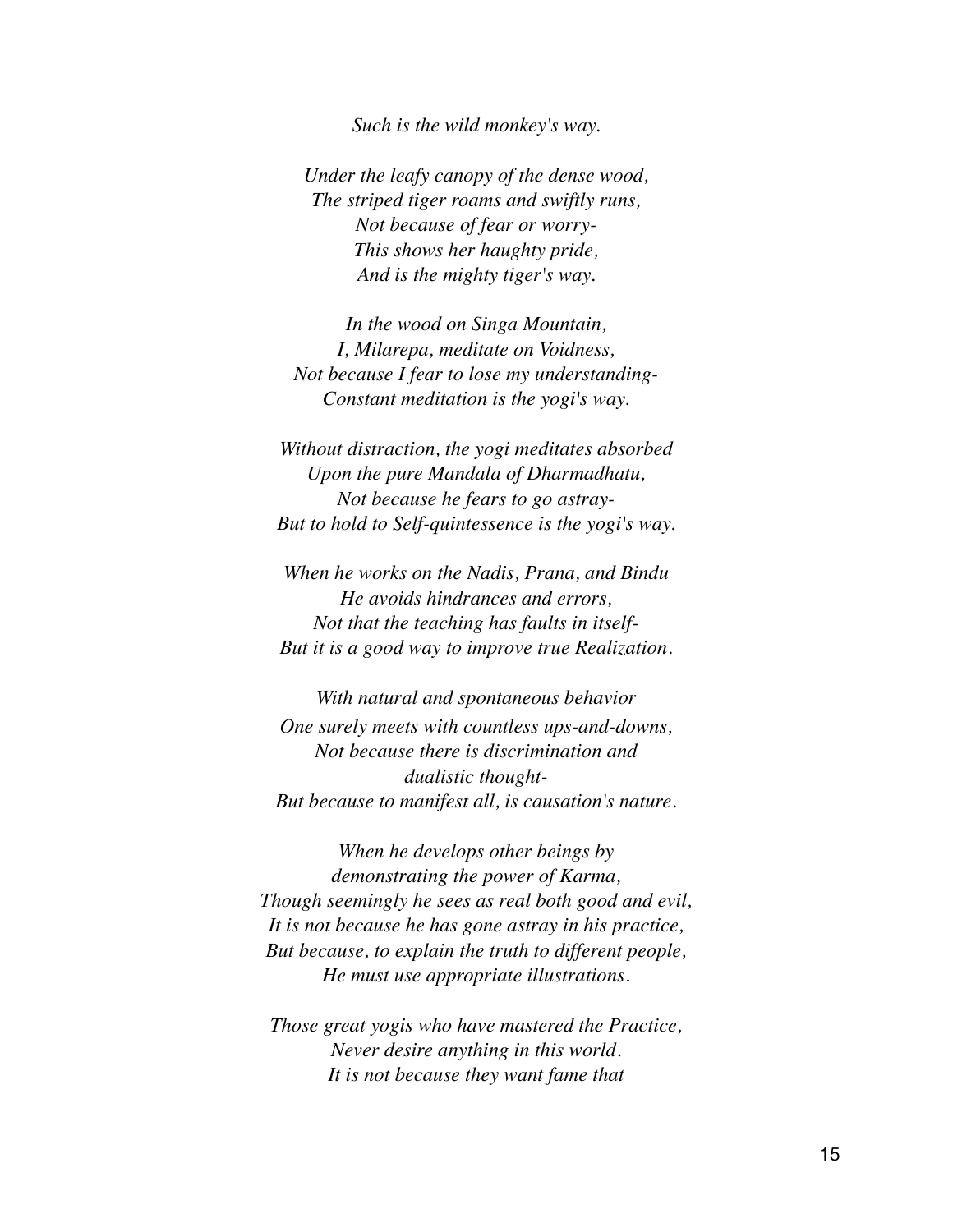*Such is the wild monkey's way.*

*Under the leafy canopy of the dense wood,*
*The striped tiger roams and swiftly runs,*
*Not because of fear or worry-*
*This shows her haughty pride,*
*And is the mighty tiger's way.*

*In the wood on Singa Mountain,*
*I, Milarepa, meditate on Voidness,*
*Not because I fear to lose my understanding-*
*Constant meditation is the yogi's way.*

*Without distraction, the yogi meditates absorbed*
*Upon the pure Mandala of Dharmadhatu,*
*Not because he fears to go astray-*
*But to hold to Self-quintessence is the yogi's way.*

*When he works on the Nadis, Prana, and Bindu*
*He avoids hindrances and errors,*
*Not that the teaching has faults in itself-*
*But it is a good way to improve true Realization.*

*With natural and spontaneous behavior*
*One surely meets with countless ups-and-downs,*
*Not because there is discrimination and dualistic thought-*
*But because to manifest all, is causation's nature.*

*When he develops other beings by demonstrating the power of Karma,*
*Though seemingly he sees as real both good and evil,*
*It is not because he has gone astray in his practice,*
*But because, to explain the truth to different people,*
*He must use appropriate illustrations.*

*Those great yogis who have mastered the Practice,*
*Never desire anything in this world.*
*It is not because they want fame that*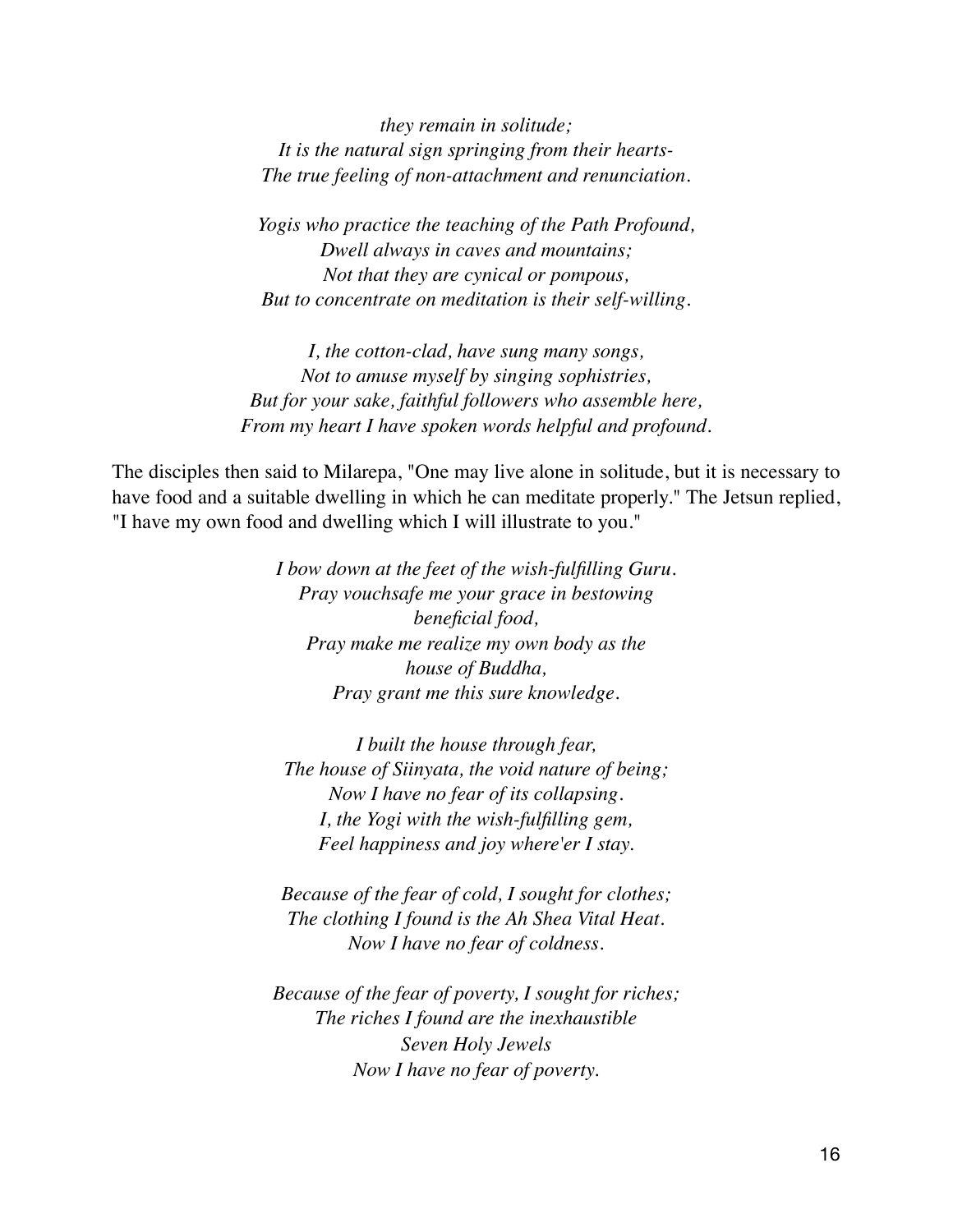*they remain in solitude;*
*It is the natural sign springing from their hearts-*
*The true feeling of non-attachment and renunciation.*

*Yogis who practice the teaching of the Path Profound,*
*Dwell always in caves and mountains;*
*Not that they are cynical or pompous,*
*But to concentrate on meditation is their self-willing.*

*I, the cotton-clad, have sung many songs,*
*Not to amuse myself by singing sophistries,*
*But for your sake, faithful followers who assemble here,*
*From my heart I have spoken words helpful and profound.*

The disciples then said to Milarepa, "One may live alone in solitude, but it is necessary to have food and a suitable dwelling in which he can meditate properly." The Jetsun replied, "I have my own food and dwelling which I will illustrate to you."

*I bow down at the feet of the wish-fulfilling Guru.*
*Pray vouchsafe me your grace in bestowing beneficial food,*
*Pray make me realize my own body as the house of Buddha,*
*Pray grant me this sure knowledge.*

*I built the house through fear,*
*The house of Siinyata, the void nature of being;*
*Now I have no fear of its collapsing.*
*I, the Yogi with the wish-fulfilling gem,*
*Feel happiness and joy where'er I stay.*

*Because of the fear of cold, I sought for clothes;*
*The clothing I found is the Ah Shea Vital Heat.*
*Now I have no fear of coldness.*

*Because of the fear of poverty, I sought for riches;*
*The riches I found are the inexhaustible Seven Holy Jewels*
*Now I have no fear of poverty.*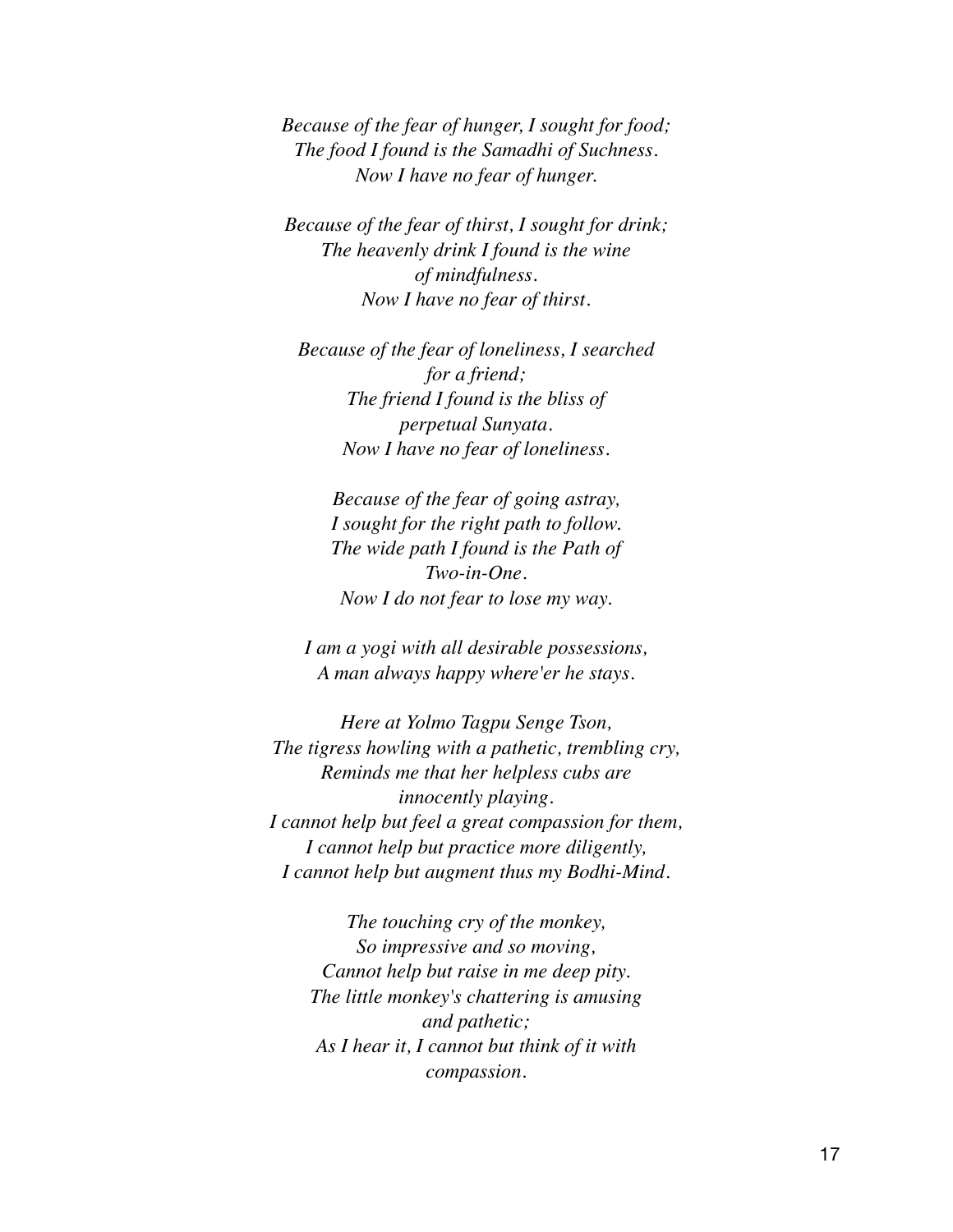*Because of the fear of hunger, I sought for food;*
*The food I found is the Samadhi of Suchness.*
*Now I have no fear of hunger.*

*Because of the fear of thirst, I sought for drink;*
*The heavenly drink I found is the wine*
*of mindfulness.*
*Now I have no fear of thirst.*

*Because of the fear of loneliness, I searched*
*for a friend;*
*The friend I found is the bliss of*
*perpetual Sunyata.*
*Now I have no fear of loneliness.*

*Because of the fear of going astray,*
*I sought for the right path to follow.*
*The wide path I found is the Path of*
*Two-in-One.*
*Now I do not fear to lose my way.*

*I am a yogi with all desirable possessions,*
*A man always happy where'er he stays.*

*Here at Yolmo Tagpu Senge Tson,*
*The tigress howling with a pathetic, trembling cry,*
*Reminds me that her helpless cubs are*
*innocently playing.*
*I cannot help but feel a great compassion for them,*
*I cannot help but practice more diligently,*
*I cannot help but augment thus my Bodhi-Mind.*

*The touching cry of the monkey,*
*So impressive and so moving,*
*Cannot help but raise in me deep pity.*
*The little monkey's chattering is amusing*
*and pathetic;*
*As I hear it, I cannot but think of it with*
*compassion.*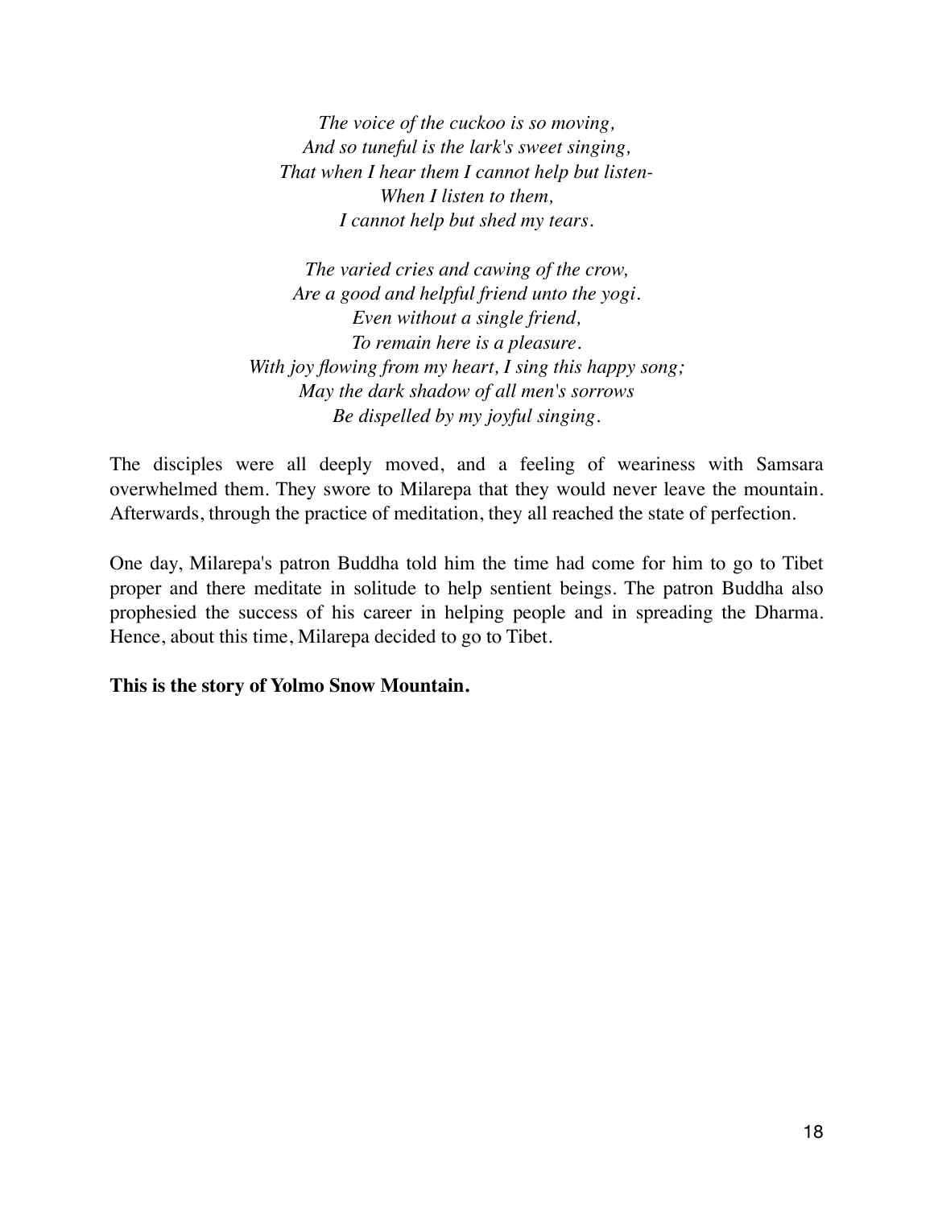*The voice of the cuckoo is so moving,*
*And so tuneful is the lark's sweet singing,*
*That when I hear them I cannot help but listen-*
*When I listen to them,*
*I cannot help but shed my tears.*

*The varied cries and cawing of the crow,*
*Are a good and helpful friend unto the yogi.*
*Even without a single friend,*
*To remain here is a pleasure.*
*With joy flowing from my heart, I sing this happy song;*
*May the dark shadow of all men's sorrows*
*Be dispelled by my joyful singing.*

The disciples were all deeply moved, and a feeling of weariness with Samsara overwhelmed them. They swore to Milarepa that they would never leave the mountain. Afterwards, through the practice of meditation, they all reached the state of perfection.

One day, Milarepa's patron Buddha told him the time had come for him to go to Tibet proper and there meditate in solitude to help sentient beings. The patron Buddha also prophesied the success of his career in helping people and in spreading the Dharma. Hence, about this time, Milarepa decided to go to Tibet.

**This is the story of Yolmo Snow Mountain.**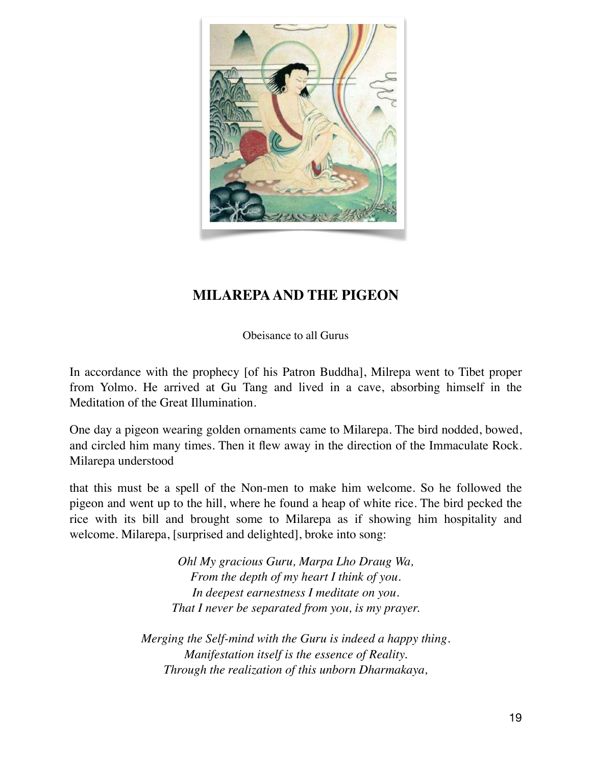## MILAREPA AND THE PIGEON

Obeisance to all Gurus

In accordance with the prophecy [of his Patron Buddha], Milrepa went to Tibet proper from Yolmo. He arrived at Gu Tang and lived in a cave, absorbing himself in the Meditation of the Great Illumination.

One day a pigeon wearing golden ornaments came to Milarepa. The bird nodded, bowed, and circled him many times. Then it flew away in the direction of the Immaculate Rock. Milarepa understood

that this must be a spell of the Non-men to make him welcome. So he followed the pigeon and went up to the hill, where he found a heap of white rice. The bird pecked the rice with its bill and brought some to Milarepa as if showing him hospitality and welcome. Milarepa, [surprised and delighted], broke into song:

*Ohl My gracious Guru, Marpa Lho Draug Wa,*
*From the depth of my heart I think of you.*
*In deepest earnestness I meditate on you.*
*That I never be separated from you, is my prayer.*

*Merging the Self-mind with the Guru is indeed a happy thing.*
*Manifestation itself is the essence of Reality.*
*Through the realization of this unborn Dharmakaya,*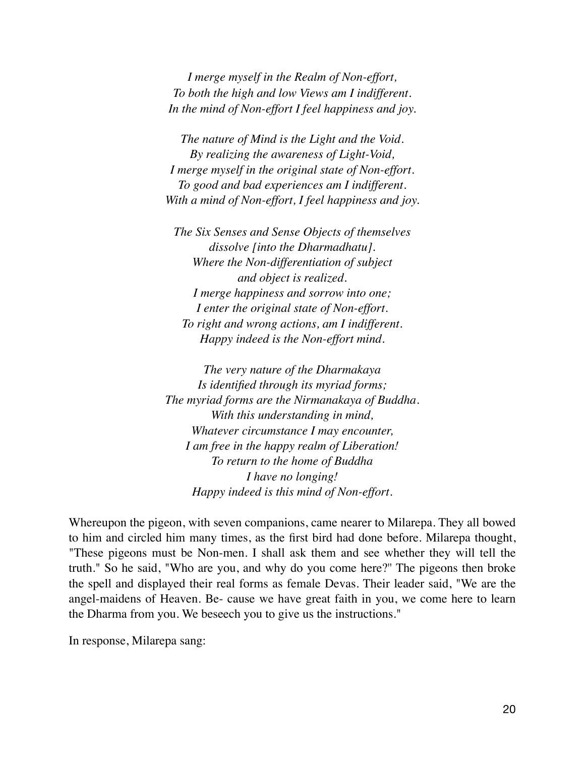*I merge myself in the Realm of Non-effort,*
*To both the high and low Views am I indifferent.*
*In the mind of Non-effort I feel happiness and joy.*

*The nature of Mind is the Light and the Void.*
*By realizing the awareness of Light-Void,*
*I merge myself in the original state of Non-effort.*
*To good and bad experiences am I indifferent.*
*With a mind of Non-effort, I feel happiness and joy.*

*The Six Senses and Sense Objects of themselves*
*dissolve [into the Dharmadhatu].*
*Where the Non-differentiation of subject*
*and object is realized.*
*I merge happiness and sorrow into one;*
*I enter the original state of Non-effort.*
*To right and wrong actions, am I indifferent.*
*Happy indeed is the Non-effort mind.*

*The very nature of the Dharmakaya*
*Is identified through its myriad forms;*
*The myriad forms are the Nirmanakaya of Buddha.*
*With this understanding in mind,*
*Whatever circumstance I may encounter,*
*I am free in the happy realm of Liberation!*
*To return to the home of Buddha*
*I have no longing!*
*Happy indeed is this mind of Non-effort.*

Whereupon the pigeon, with seven companions, came nearer to Milarepa. They all bowed to him and circled him many times, as the first bird had done before. Milarepa thought, "These pigeons must be Non-men. I shall ask them and see whether they will tell the truth." So he said, "Who are you, and why do you come here?" The pigeons then broke the spell and displayed their real forms as female Devas. Their leader said, "We are the angel-maidens of Heaven. Be- cause we have great faith in you, we come here to learn the Dharma from you. We beseech you to give us the instructions."

In response, Milarepa sang: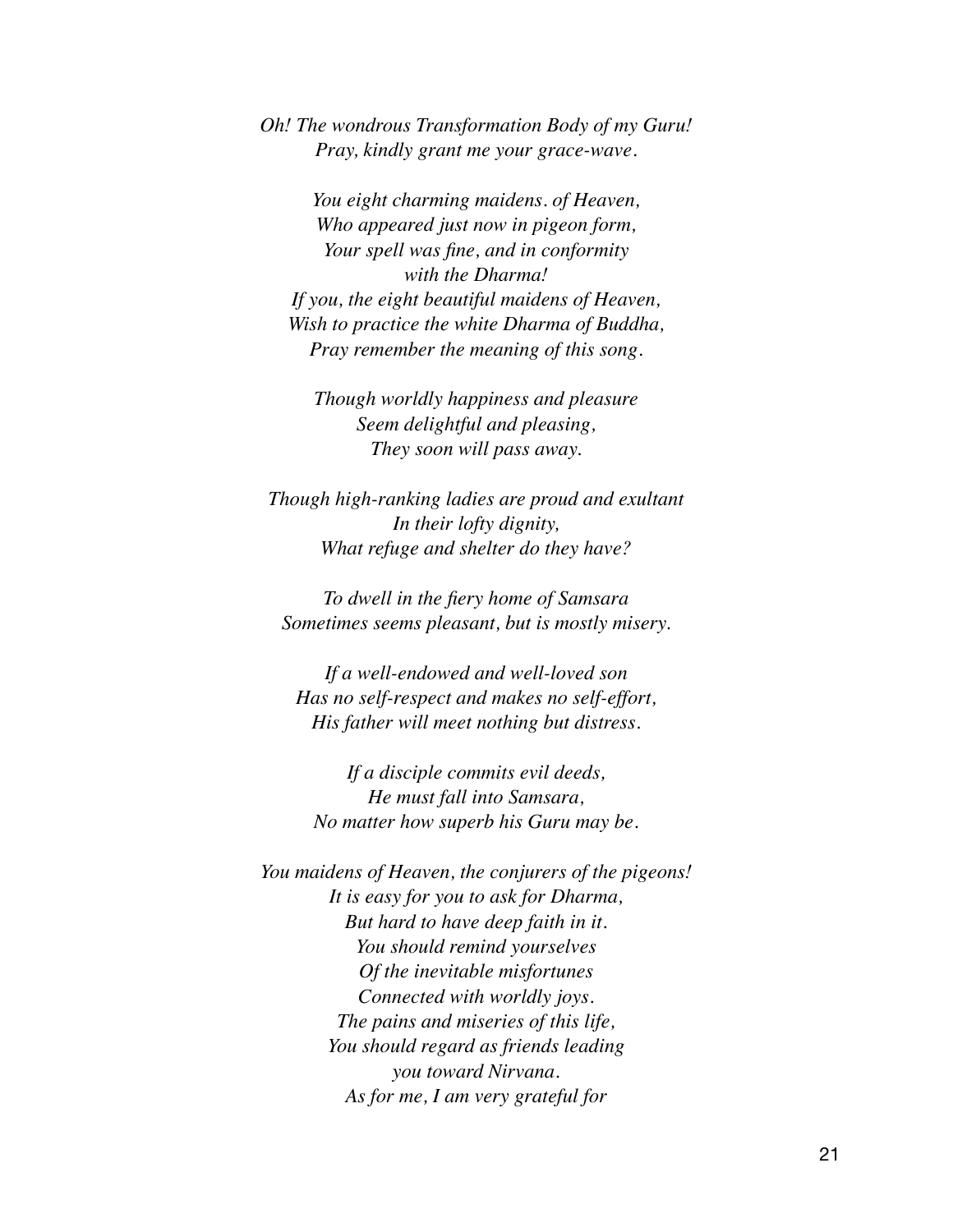*Oh! The wondrous Transformation Body of my Guru!*
*Pray, kindly grant me your grace-wave.*

*You eight charming maidens. of Heaven,*
*Who appeared just now in pigeon form,*
*Your spell was fine, and in conformity*
*with the Dharma!*
*If you, the eight beautiful maidens of Heaven,*
*Wish to practice the white Dharma of Buddha,*
*Pray remember the meaning of this song.*

*Though worldly happiness and pleasure*
*Seem delightful and pleasing,*
*They soon will pass away.*

*Though high-ranking ladies are proud and exultant*
*In their lofty dignity,*
*What refuge and shelter do they have?*

*To dwell in the fiery home of Samsara*
*Sometimes seems pleasant, but is mostly misery.*

*If a well-endowed and well-loved son*
*Has no self-respect and makes no self-effort,*
*His father will meet nothing but distress.*

*If a disciple commits evil deeds,*
*He must fall into Samsara,*
*No matter how superb his Guru may be.*

*You maidens of Heaven, the conjurers of the pigeons!*
*It is easy for you to ask for Dharma,*
*But hard to have deep faith in it.*
*You should remind yourselves*
*Of the inevitable misfortunes*
*Connected with worldly joys.*
*The pains and miseries of this life,*
*You should regard as friends leading*
*you toward Nirvana.*
*As for me, I am very grateful for*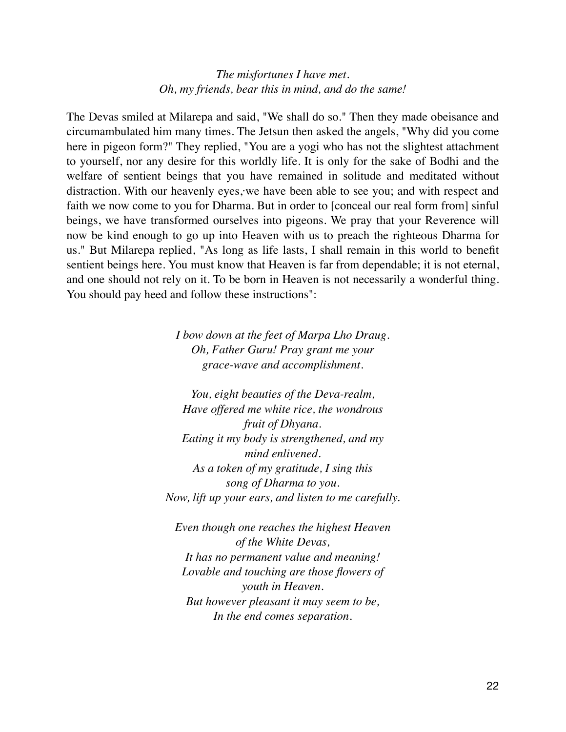*The misfortunes I have met.*
*Oh, my friends, bear this in mind, and do the same!*

The Devas smiled at Milarepa and said, "We shall do so." Then they made obeisance and circumambulated him many times. The Jetsun then asked the angels, "Why did you come here in pigeon form?" They replied, "You are a yogi who has not the slightest attachment to yourself, nor any desire for this worldly life. It is only for the sake of Bodhi and the welfare of sentient beings that you have remained in solitude and meditated without distraction. With our heavenly eyes, we have been able to see you; and with respect and faith we now come to you for Dharma. But in order to [conceal our real form from] sinful beings, we have transformed ourselves into pigeons. We pray that your Reverence will now be kind enough to go up into Heaven with us to preach the righteous Dharma for us." But Milarepa replied, "As long as life lasts, I shall remain in this world to benefit sentient beings here. You must know that Heaven is far from dependable; it is not eternal, and one should not rely on it. To be born in Heaven is not necessarily a wonderful thing. You should pay heed and follow these instructions":

*I bow down at the feet of Marpa Lho Draug.*
*Oh, Father Guru! Pray grant me your grace-wave and accomplishment.*

*You, eight beauties of the Deva-realm,*
*Have offered me white rice, the wondrous fruit of Dhyana.*
*Eating it my body is strengthened, and my mind enlivened.*
*As a token of my gratitude, I sing this song of Dharma to you.*
*Now, lift up your ears, and listen to me carefully.*

*Even though one reaches the highest Heaven of the White Devas,*
*It has no permanent value and meaning!*
*Lovable and touching are those flowers of youth in Heaven.*
*But however pleasant it may seem to be,*
*In the end comes separation.*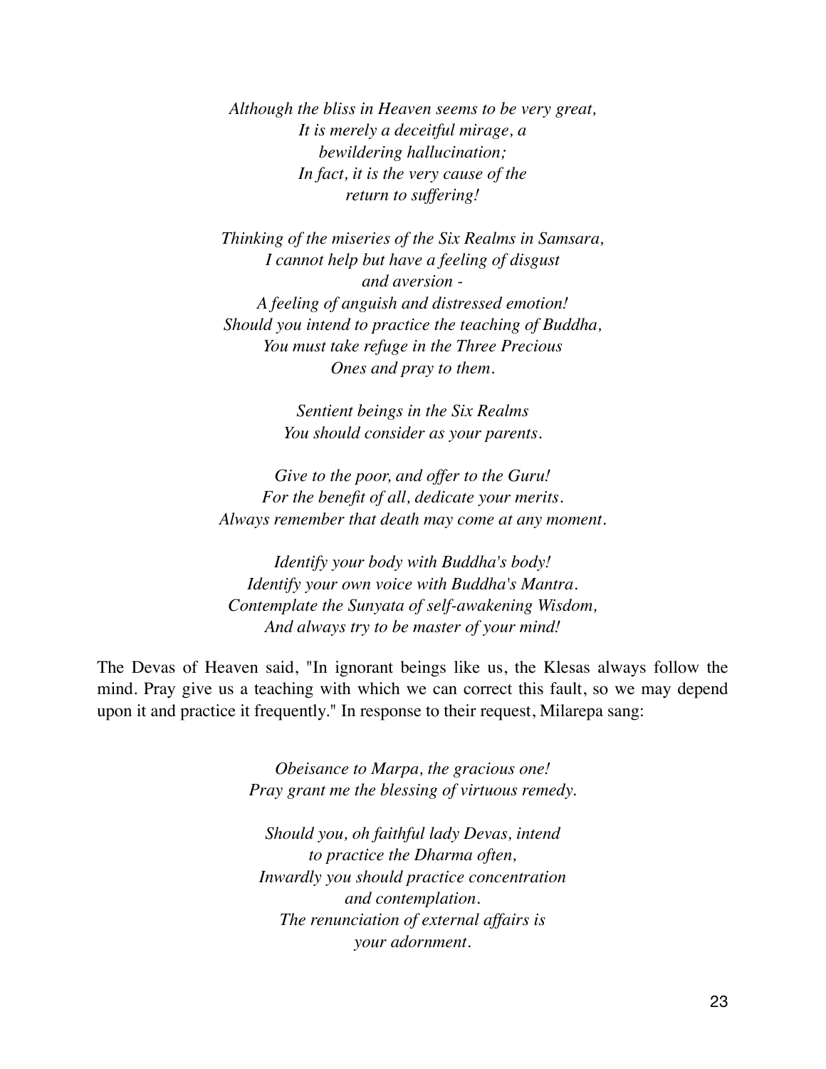*Although the bliss in Heaven seems to be very great,*
*It is merely a deceitful mirage, a*
*bewildering hallucination;*
*In fact, it is the very cause of the*
*return to suffering!*

*Thinking of the miseries of the Six Realms in Samsara,*
*I cannot help but have a feeling of disgust*
*and aversion -*
*A feeling of anguish and distressed emotion!*
*Should you intend to practice the teaching of Buddha,*
*You must take refuge in the Three Precious*
*Ones and pray to them.*

*Sentient beings in the Six Realms*
*You should consider as your parents.*

*Give to the poor, and offer to the Guru!*
*For the benefit of all, dedicate your merits.*
*Always remember that death may come at any moment.*

*Identify your body with Buddha's body!*
*Identify your own voice with Buddha's Mantra.*
*Contemplate the Sunyata of self-awakening Wisdom,*
*And always try to be master of your mind!*

The Devas of Heaven said, "In ignorant beings like us, the Klesas always follow the mind. Pray give us a teaching with which we can correct this fault, so we may depend upon it and practice it frequently." In response to their request, Milarepa sang:

*Obeisance to Marpa, the gracious one!*
*Pray grant me the blessing of virtuous remedy.*

*Should you, oh faithful lady Devas, intend*
*to practice the Dharma often,*
*Inwardly you should practice concentration*
*and contemplation.*
*The renunciation of external affairs is*
*your adornment.*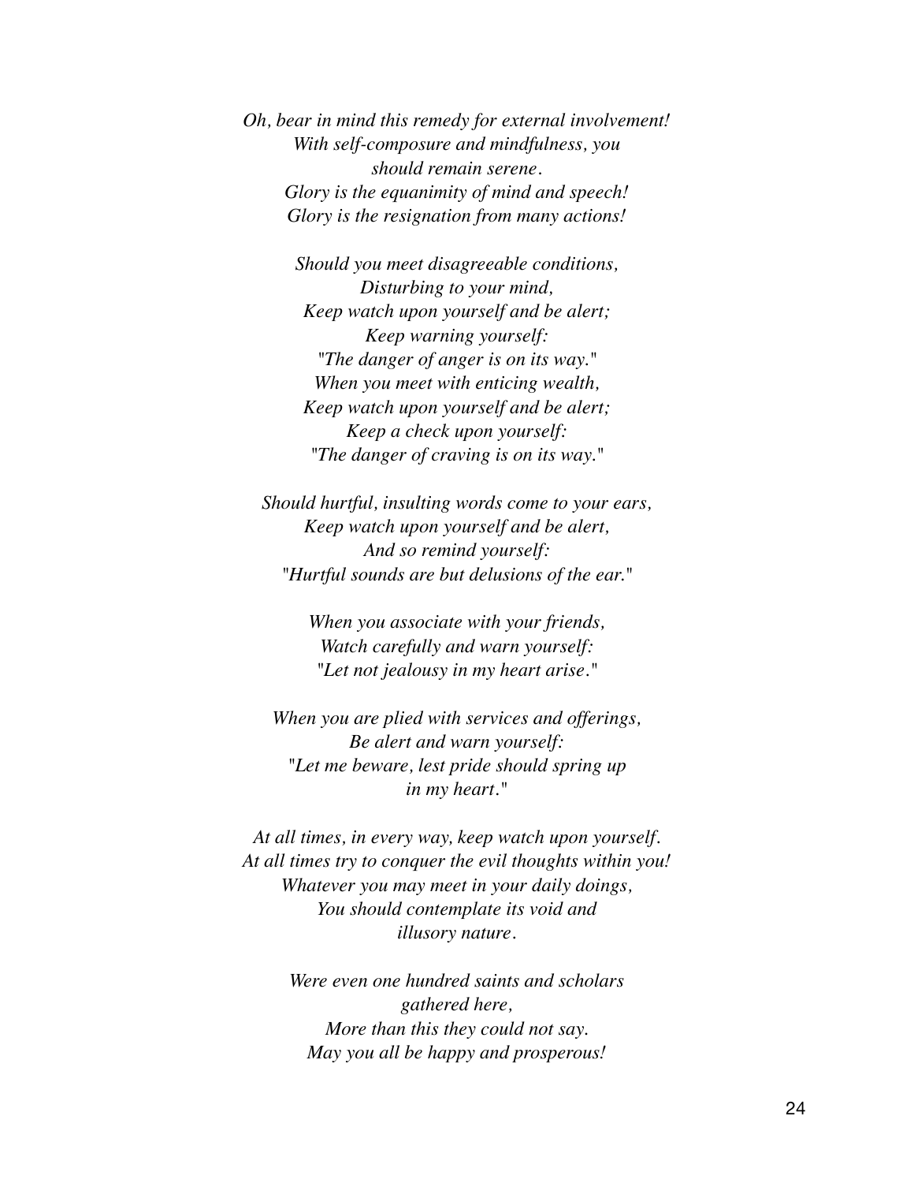*Oh, bear in mind this remedy for external involvement!*
*With self-composure and mindfulness, you should remain serene.*
*Glory is the equanimity of mind and speech!*
*Glory is the resignation from many actions!*

*Should you meet disagreeable conditions,*
*Disturbing to your mind,*
*Keep watch upon yourself and be alert;*
*Keep warning yourself:*
*"The danger of anger is on its way."*
*When you meet with enticing wealth,*
*Keep watch upon yourself and be alert;*
*Keep a check upon yourself:*
*"The danger of craving is on its way."*

*Should hurtful, insulting words come to your ears,*
*Keep watch upon yourself and be alert,*
*And so remind yourself:*
*"Hurtful sounds are but delusions of the ear."*

*When you associate with your friends,*
*Watch carefully and warn yourself:*
*"Let not jealousy in my heart arise."*

*When you are plied with services and offerings,*
*Be alert and warn yourself:*
*"Let me beware, lest pride should spring up in my heart."*

*At all times, in every way, keep watch upon yourself.*
*At all times try to conquer the evil thoughts within you!*
*Whatever you may meet in your daily doings,*
*You should contemplate its void and illusory nature.*

*Were even one hundred saints and scholars gathered here,*
*More than this they could not say.*
*May you all be happy and prosperous!*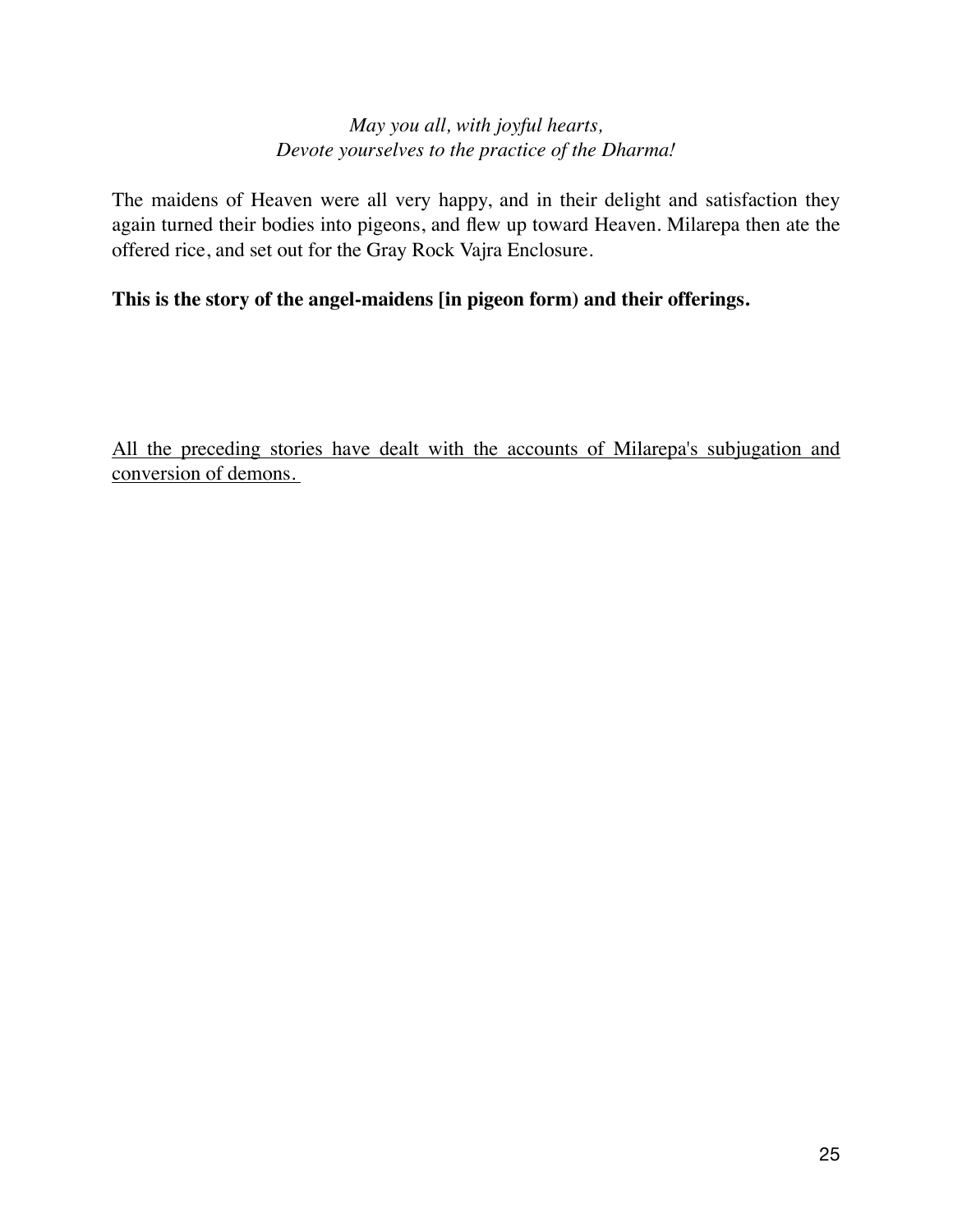*May you all, with joyful hearts,*
*Devote yourselves to the practice of the Dharma!*

The maidens of Heaven were all very happy, and in their delight and satisfaction they again turned their bodies into pigeons, and flew up toward Heaven. Milarepa then ate the offered rice, and set out for the Gray Rock Vajra Enclosure.

**This is the story of the angel-maidens [in pigeon form) and their offerings.**

<u>All the preceding stories have dealt with the accounts of Milarepa's subjugation and conversion of demons.</u>